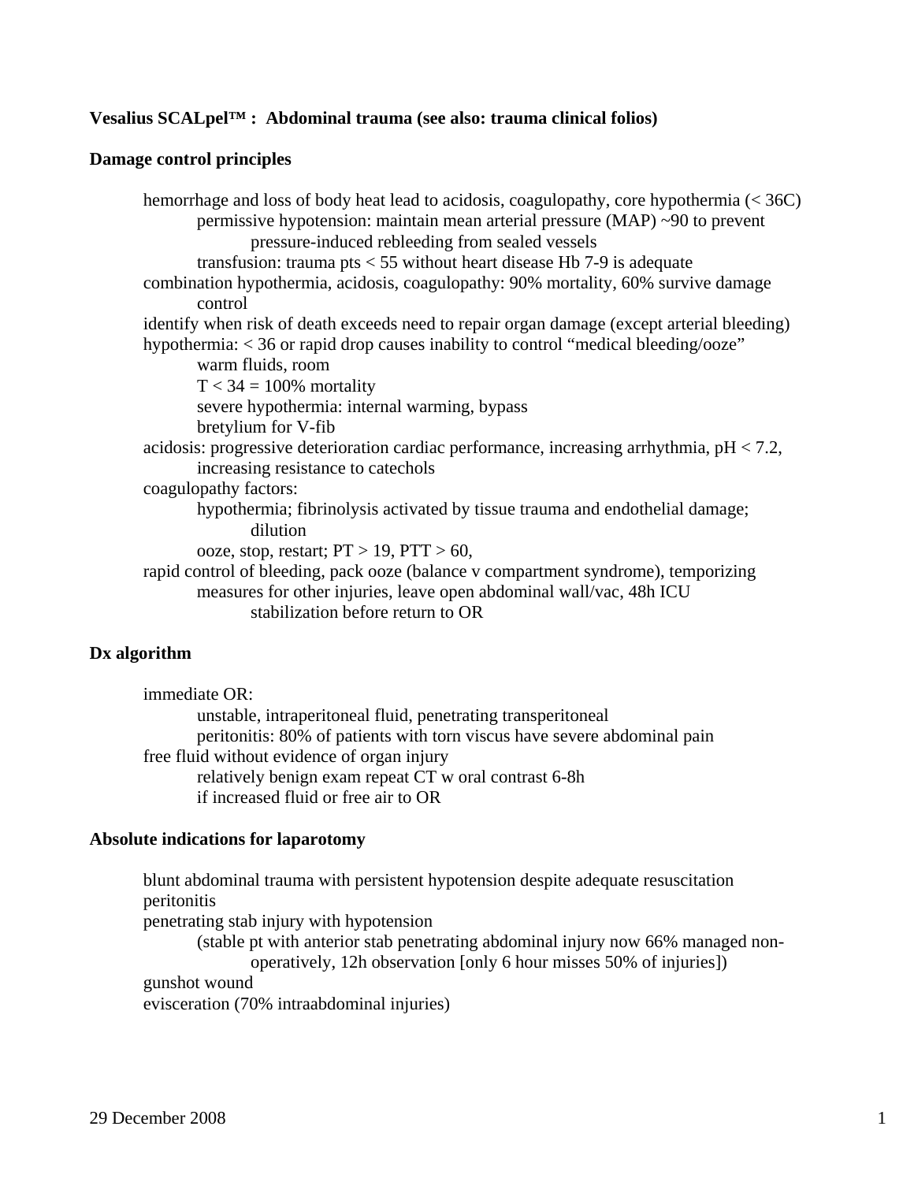**Vesalius SCALpel™ : Abdominal trauma (see also: trauma clinical folios)**

**Damage control principles**

- hemorrhage and loss of body heat lead to acidosis, coagulopathy, core hypothermia (< 36C)
  - permissive hypotension: maintain mean arterial pressure (MAP) ~90 to prevent pressure-induced rebleeding from sealed vessels
  - transfusion: trauma pts < 55 without heart disease Hb 7-9 is adequate
- combination hypothermia, acidosis, coagulopathy: 90% mortality, 60% survive damage control
- identify when risk of death exceeds need to repair organ damage (except arterial bleeding)
- hypothermia: < 36 or rapid drop causes inability to control "medical bleeding/ooze"
  - warm fluids, room
  - T < 34 = 100% mortality
  - severe hypothermia: internal warming, bypass
  - bretylium for V-fib
- acidosis: progressive deterioration cardiac performance, increasing arrhythmia, pH < 7.2, increasing resistance to catechols
- coagulopathy factors:
  - hypothermia; fibrinolysis activated by tissue trauma and endothelial damage; dilution
  - ooze, stop, restart; PT > 19, PTT > 60,
- rapid control of bleeding, pack ooze (balance v compartment syndrome), temporizing measures for other injuries, leave open abdominal wall/vac, 48h ICU stabilization before return to OR

**Dx algorithm**

- immediate OR:
  - unstable, intraperitoneal fluid, penetrating transperitoneal
  - peritonitis: 80% of patients with torn viscus have severe abdominal pain
- free fluid without evidence of organ injury
  - relatively benign exam repeat CT w oral contrast 6-8h
  - if increased fluid or free air to OR

**Absolute indications for laparotomy**

- blunt abdominal trauma with persistent hypotension despite adequate resuscitation
- peritonitis
- penetrating stab injury with hypotension
  - (stable pt with anterior stab penetrating abdominal injury now 66% managed non-operatively, 12h observation [only 6 hour misses 50% of injuries])
- gunshot wound
- evisceration (70% intraabdominal injuries)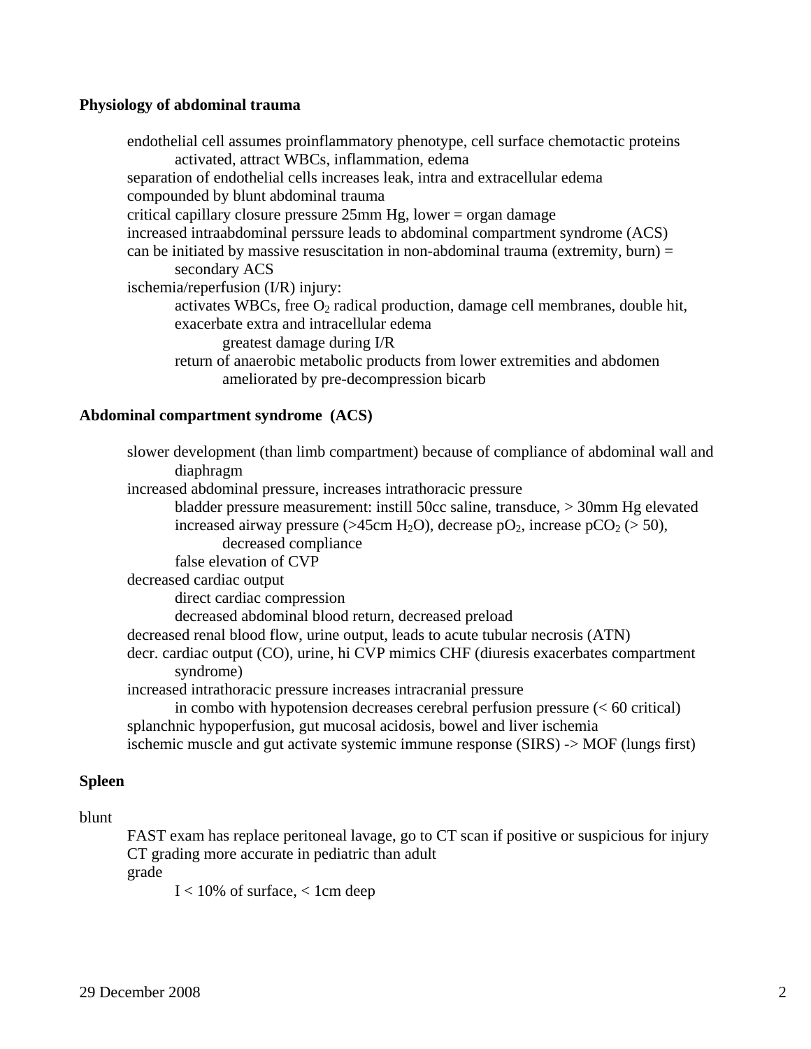**Physiology of abdominal trauma**

- endothelial cell assumes proinflammatory phenotype, cell surface chemotactic proteins activated, attract WBCs, inflammation, edema
- separation of endothelial cells increases leak, intra and extracellular edema
- compounded by blunt abdominal trauma
- critical capillary closure pressure 25mm Hg, lower = organ damage
- increased intraabdominal perssure leads to abdominal compartment syndrome (ACS)
- can be initiated by massive resuscitation in non-abdominal trauma (extremity, burn) = secondary ACS
- ischemia/reperfusion (I/R) injury:
    - activates WBCs, free $O_2$ radical production, damage cell membranes, double hit, exacerbate extra and intracellular edema
        - greatest damage during I/R
    - return of anaerobic metabolic products from lower extremities and abdomen
        - ameliorated by pre-decompression bicarb

**Abdominal compartment syndrome (ACS)**

- slower development (than limb compartment) because of compliance of abdominal wall and diaphragm
- increased abdominal pressure, increases intrathoracic pressure
    - bladder pressure measurement: instill 50cc saline, transduce, > 30mm Hg elevated
    - increased airway pressure (>45cm $H_2O$), decrease $pO_2$, increase $pCO_2$ (> 50), decreased compliance
    - false elevation of CVP
- decreased cardiac output
    - direct cardiac compression
    - decreased abdominal blood return, decreased preload
- decreased renal blood flow, urine output, leads to acute tubular necrosis (ATN)
- decr. cardiac output (CO), urine, hi CVP mimics CHF (diuresis exacerbates compartment syndrome)
- increased intrathoracic pressure increases intracranial pressure
    - in combo with hypotension decreases cerebral perfusion pressure (< 60 critical)
- splanchnic hypoperfusion, gut mucosal acidosis, bowel and liver ischemia
- ischemic muscle and gut activate systemic immune response (SIRS) -> MOF (lungs first)

**Spleen**

blunt

- FAST exam has replace peritoneal lavage, go to CT scan if positive or suspicious for injury
- CT grading more accurate in pediatric than adult
- grade
    - I < 10% of surface, < 1cm deep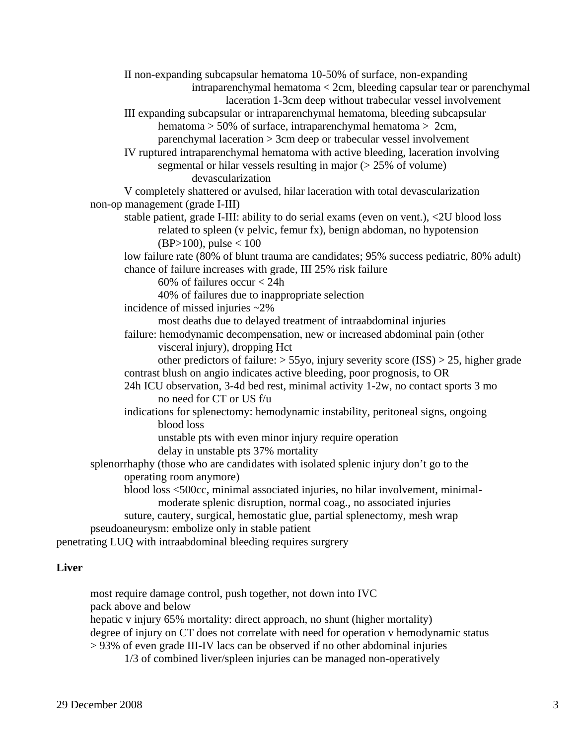- II non-expanding subcapsular hematoma 10-50% of surface, non-expanding intraparenchymal hematoma < 2cm, bleeding capsular tear or parenchymal laceration 1-3cm deep without trabecular vessel involvement
- III expanding subcapsular or intraparenchymal hematoma, bleeding subcapsular hematoma > 50% of surface, intraparenchymal hematoma > 2cm, parenchymal laceration > 3cm deep or trabecular vessel involvement
- IV ruptured intraparenchymal hematoma with active bleeding, laceration involving segmental or hilar vessels resulting in major (> 25% of volume) devascularization
- V completely shattered or avulsed, hilar laceration with total devascularization

- non-op management (grade I-III)
  - stable patient, grade I-III: ability to do serial exams (even on vent.), <2U blood loss related to spleen (v pelvic, femur fx), benign abdoman, no hypotension (BP>100), pulse < 100
  - low failure rate (80% of blunt trauma are candidates; 95% success pediatric, 80% adult)
  - chance of failure increases with grade, III 25% risk failure
    - 60% of failures occur < 24h
    - 40% of failures due to inappropriate selection
  - incidence of missed injuries ~2%
    - most deaths due to delayed treatment of intraabdominal injuries
  - failure: hemodynamic decompensation, new or increased abdominal pain (other visceral injury), dropping Hct
    - other predictors of failure: > 55yo, injury severity score (ISS) > 25, higher grade
  - contrast blush on angio indicates active bleeding, poor prognosis, to OR
  - 24h ICU observation, 3-4d bed rest, minimal activity 1-2w, no contact sports 3 mo
    - no need for CT or US f/u
  - indications for splenectomy: hemodynamic instability, peritoneal signs, ongoing blood loss
    - unstable pts with even minor injury require operation
    - delay in unstable pts 37% mortality
- splenorrhaphy (those who are candidates with isolated splenic injury don't go to the operating room anymore)
  - blood loss <500cc, minimal associated injuries, no hilar involvement, minimal-moderate splenic disruption, normal coag., no associated injuries
  - suture, cautery, surgical, hemostatic glue, partial splenectomy, mesh wrap
- pseudoaneurysm: embolize only in stable patient

penetrating LUQ with intraabdominal bleeding requires surgrery

**Liver**

- most require damage control, push together, not down into IVC
- pack above and below
- hepatic v injury 65% mortality: direct approach, no shunt (higher mortality)
- degree of injury on CT does not correlate with need for operation v hemodynamic status
- > 93% of even grade III-IV lacs can be observed if no other abdominal injuries
  - 1/3 of combined liver/spleen injuries can be managed non-operatively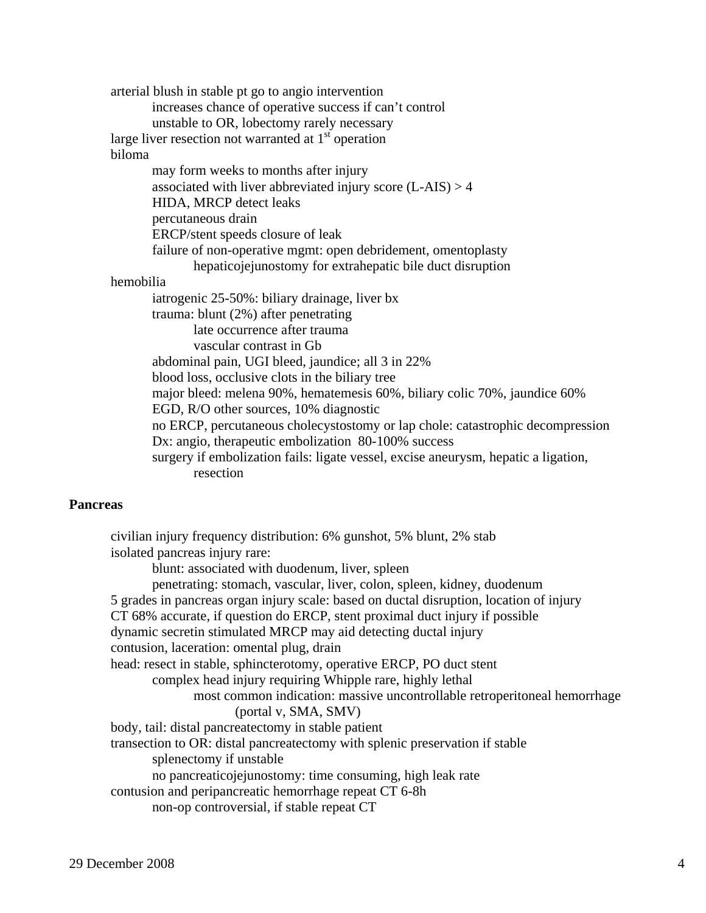- arterial blush in stable pt go to angio intervention
  - increases chance of operative success if can't control
  - unstable to OR, lobectomy rarely necessary
- large liver resection not warranted at 1st operation
- biloma
  - may form weeks to months after injury
  - associated with liver abbreviated injury score (L-AIS) > 4
  - HIDA, MRCP detect leaks
  - percutaneous drain
  - ERCP/stent speeds closure of leak
  - failure of non-operative mgmt: open debridement, omentoplasty
    - hepaticojejunostomy for extrahepatic bile duct disruption
- hemobilia
  - iatrogenic 25-50%: biliary drainage, liver bx
  - trauma: blunt (2%) after penetrating
    - late occurrence after trauma
    - vascular contrast in Gb
  - abdominal pain, UGI bleed, jaundice; all 3 in 22%
  - blood loss, occlusive clots in the biliary tree
  - major bleed: melena 90%, hematemesis 60%, biliary colic 70%, jaundice 60%
  - EGD, R/O other sources, 10% diagnostic
  - no ERCP, percutaneous cholecystostomy or lap chole: catastrophic decompression
  - Dx: angio, therapeutic embolization 80-100% success
  - surgery if embolization fails: ligate vessel, excise aneurysm, hepatic a ligation, resection

## Pancreas

- civilian injury frequency distribution: 6% gunshot, 5% blunt, 2% stab
- isolated pancreas injury rare:
  - blunt: associated with duodenum, liver, spleen
  - penetrating: stomach, vascular, liver, colon, spleen, kidney, duodenum
- 5 grades in pancreas organ injury scale: based on ductal disruption, location of injury
- CT 68% accurate, if question do ERCP, stent proximal duct injury if possible
- dynamic secretin stimulated MRCP may aid detecting ductal injury
- contusion, laceration: omental plug, drain
- head: resect in stable, sphincterotomy, operative ERCP, PO duct stent
  - complex head injury requiring Whipple rare, highly lethal
    - most common indication: massive uncontrollable retroperitoneal hemorrhage (portal v, SMA, SMV)
- body, tail: distal pancreatectomy in stable patient
- transection to OR: distal pancreatectomy with splenic preservation if stable
  - splenectomy if unstable
  - no pancreaticojejunostomy: time consuming, high leak rate
- contusion and peripancreatic hemorrhage repeat CT 6-8h
  - non-op controversial, if stable repeat CT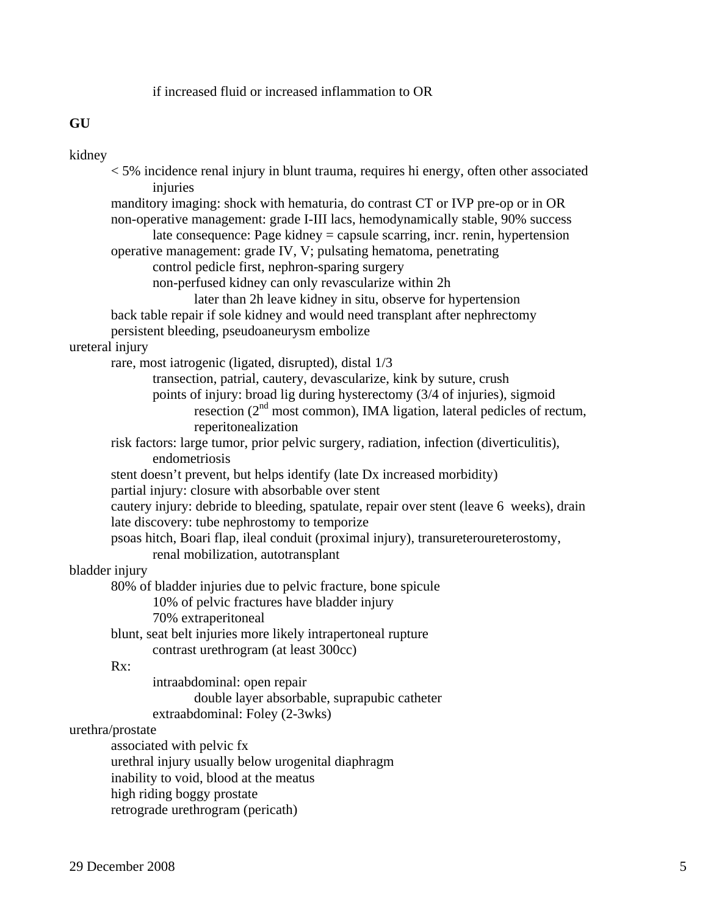if increased fluid or increased inflammation to OR

**GU**

kidney

- < 5% incidence renal injury in blunt trauma, requires hi energy, often other associated injuries
- manditory imaging: shock with hematuria, do contrast CT or IVP pre-op or in OR
- non-operative management: grade I-III lacs, hemodynamically stable, 90% success
  - late consequence: Page kidney = capsule scarring, incr. renin, hypertension
- operative management: grade IV, V; pulsating hematoma, penetrating
  - control pedicle first, nephron-sparing surgery
  - non-perfused kidney can only revascularize within 2h
    - later than 2h leave kidney in situ, observe for hypertension
- back table repair if sole kidney and would need transplant after nephrectomy
- persistent bleeding, pseudoaneurysm embolize

ureteral injury

- rare, most iatrogenic (ligated, disrupted), distal 1/3
  - transection, patrial, cautery, devascularize, kink by suture, crush
  - points of injury: broad lig during hysterectomy (3/4 of injuries), sigmoid resection (2nd most common), IMA ligation, lateral pedicles of rectum, reperitonealization
- risk factors: large tumor, prior pelvic surgery, radiation, infection (diverticulitis), endometriosis
- stent doesn't prevent, but helps identify (late Dx increased morbidity)
- partial injury: closure with absorbable over stent
- cautery injury: debride to bleeding, spatulate, repair over stent (leave 6 weeks), drain
- late discovery: tube nephrostomy to temporize
- psoas hitch, Boari flap, ileal conduit (proximal injury), transureteroureterostomy, renal mobilization, autotransplant

bladder injury

- 80% of bladder injuries due to pelvic fracture, bone spicule
  - 10% of pelvic fractures have bladder injury
  - 70% extraperitoneal
- blunt, seat belt injuries more likely intrapertoneal rupture
  - contrast urethrogram (at least 300cc)
- Rx:
  - intraabdominal: open repair
    - double layer absorbable, suprapubic catheter
  - extraabdominal: Foley (2-3wks)

urethra/prostate

- associated with pelvic fx
- urethral injury usually below urogenital diaphragm
- inability to void, blood at the meatus
- high riding boggy prostate
- retrograde urethrogram (pericath)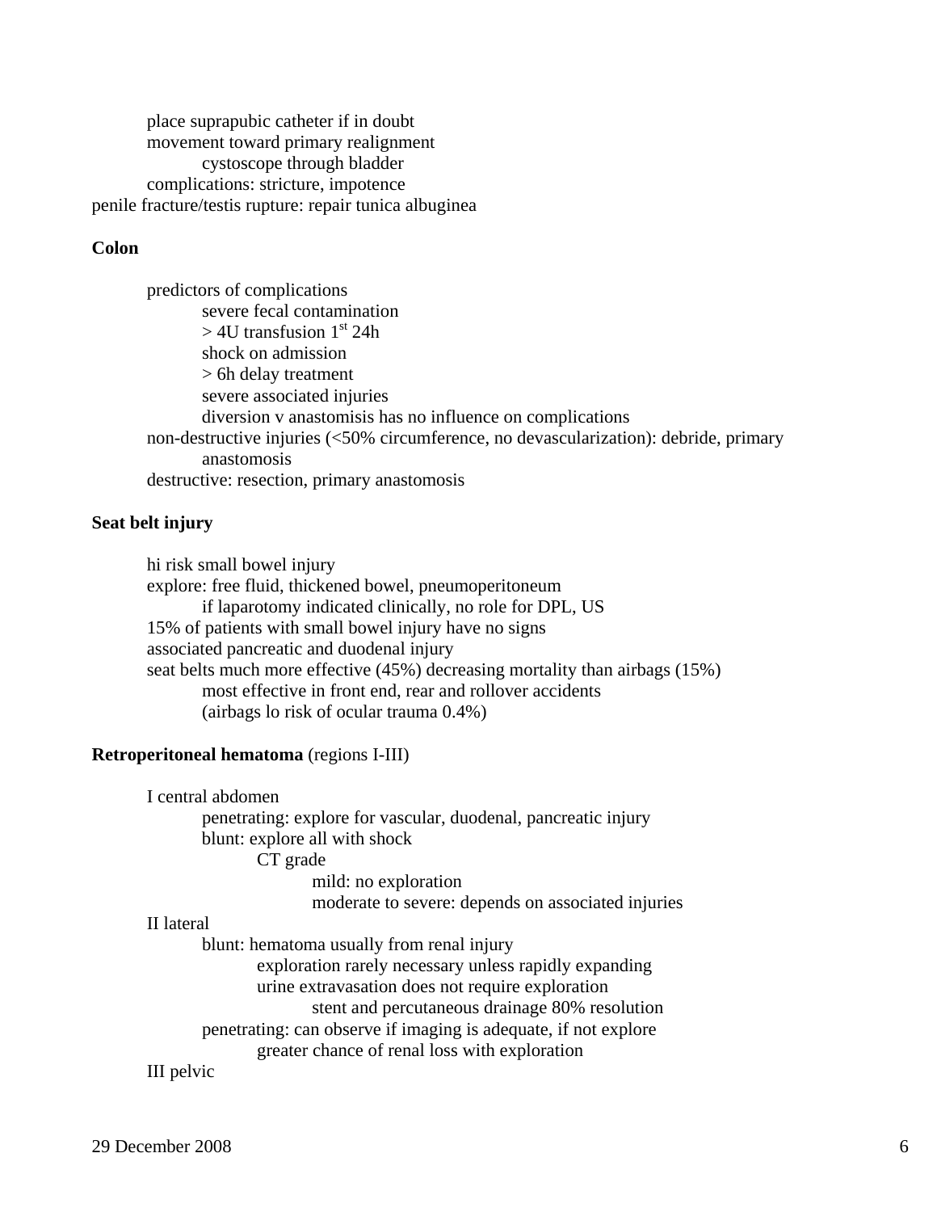- place suprapubic catheter if in doubt
- movement toward primary realignment
  - cystoscope through bladder
- complications: stricture, impotence

penile fracture/testis rupture: repair tunica albuginea

**Colon**

- predictors of complications
  - severe fecal contamination
  - > 4U transfusion 1st 24h
  - shock on admission
  - > 6h delay treatment
  - severe associated injuries
  - diversion v anastomisis has no influence on complications
- non-destructive injuries (<50% circumference, no devascularization): debride, primary anastomosis
- destructive: resection, primary anastomosis

**Seat belt injury**

- hi risk small bowel injury
- explore: free fluid, thickened bowel, pneumoperitoneum
  - if laparotomy indicated clinically, no role for DPL, US
- 15% of patients with small bowel injury have no signs
- associated pancreatic and duodenal injury
- seat belts much more effective (45%) decreasing mortality than airbags (15%)
  - most effective in front end, rear and rollover accidents
  - (airbags lo risk of ocular trauma 0.4%)

**Retroperitoneal hematoma** (regions I-III)

- I central abdomen
  - penetrating: explore for vascular, duodenal, pancreatic injury
  - blunt: explore all with shock
    - CT grade
      - mild: no exploration
      - moderate to severe: depends on associated injuries
- II lateral
  - blunt: hematoma usually from renal injury
    - exploration rarely necessary unless rapidly expanding
    - urine extravasation does not require exploration
      - stent and percutaneous drainage 80% resolution
  - penetrating: can observe if imaging is adequate, if not explore
    - greater chance of renal loss with exploration
- III pelvic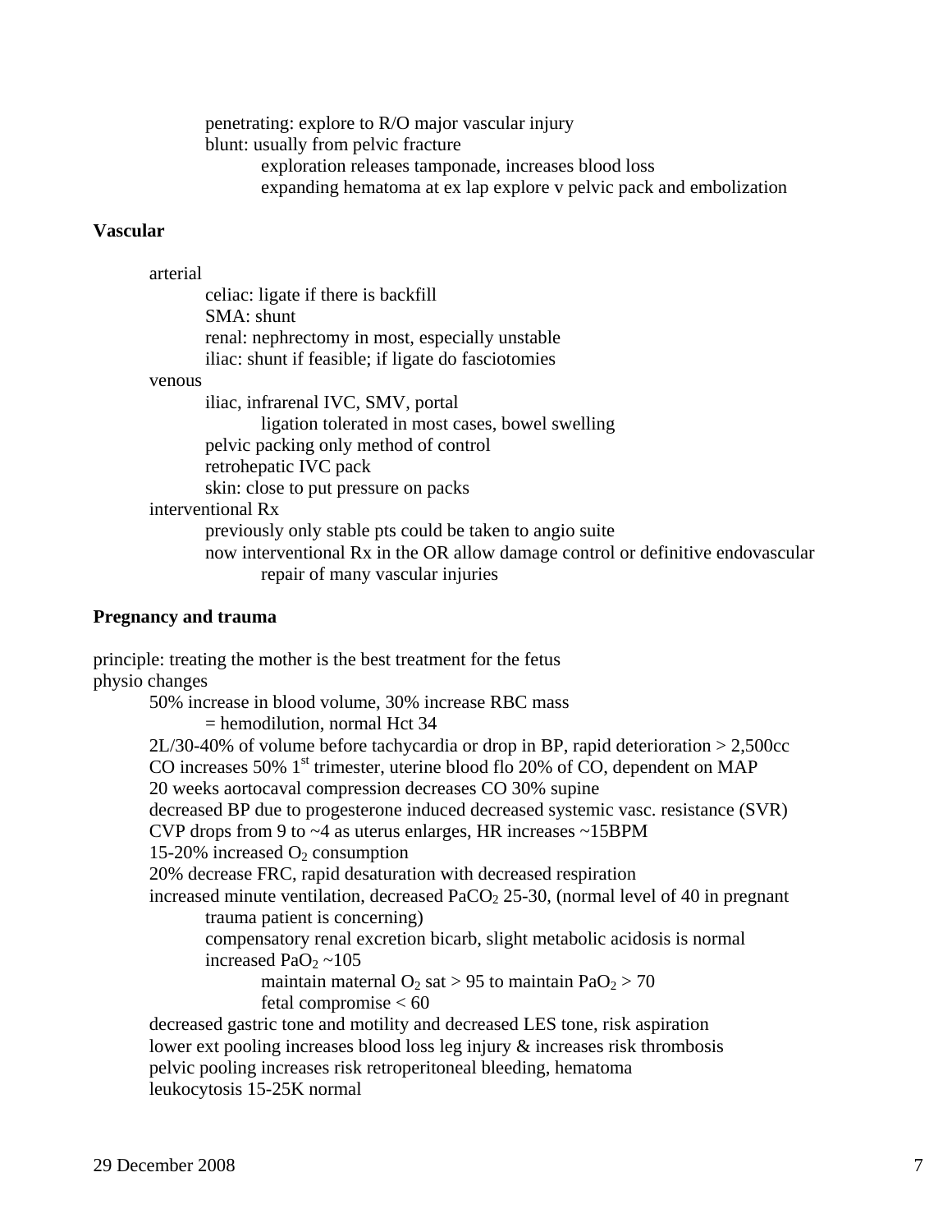- penetrating: explore to R/O major vascular injury
- blunt: usually from pelvic fracture
  - exploration releases tamponade, increases blood loss
  - expanding hematoma at ex lap explore v pelvic pack and embolization

**Vascular**

- arterial
  - celiac: ligate if there is backfill
  - SMA: shunt
  - renal: nephrectomy in most, especially unstable
  - iliac: shunt if feasible; if ligate do fasciotomies
- venous
  - iliac, infrarenal IVC, SMV, portal
    - ligation tolerated in most cases, bowel swelling
  - pelvic packing only method of control
  - retrohepatic IVC pack
  - skin: close to put pressure on packs
- interventional Rx
  - previously only stable pts could be taken to angio suite
  - now interventional Rx in the OR allow damage control or definitive endovascular repair of many vascular injuries

**Pregnancy and trauma**

principle: treating the mother is the best treatment for the fetus

physio changes

- 50% increase in blood volume, 30% increase RBC mass
  - = hemodilution, normal Hct 34
- 2L/30-40% of volume before tachycardia or drop in BP, rapid deterioration > 2,500cc
- CO increases 50% 1st trimester, uterine blood flo 20% of CO, dependent on MAP
- 20 weeks aortocaval compression decreases CO 30% supine
- decreased BP due to progesterone induced decreased systemic vasc. resistance (SVR)
- CVP drops from 9 to ~4 as uterus enlarges, HR increases ~15BPM
- 15-20% increased $O_2$ consumption
- 20% decrease FRC, rapid desaturation with decreased respiration
- increased minute ventilation, decreased $PaCO_2$ 25-30, (normal level of 40 in pregnant trauma patient is concerning)
  - compensatory renal excretion bicarb, slight metabolic acidosis is normal
  - increased $PaO_2$ ~105
    - maintain maternal $O_2$ sat > 95 to maintain $PaO_2$ > 70
    - fetal compromise < 60
- decreased gastric tone and motility and decreased LES tone, risk aspiration
- lower ext pooling increases blood loss leg injury & increases risk thrombosis
- pelvic pooling increases risk retroperitoneal bleeding, hematoma
- leukocytosis 15-25K normal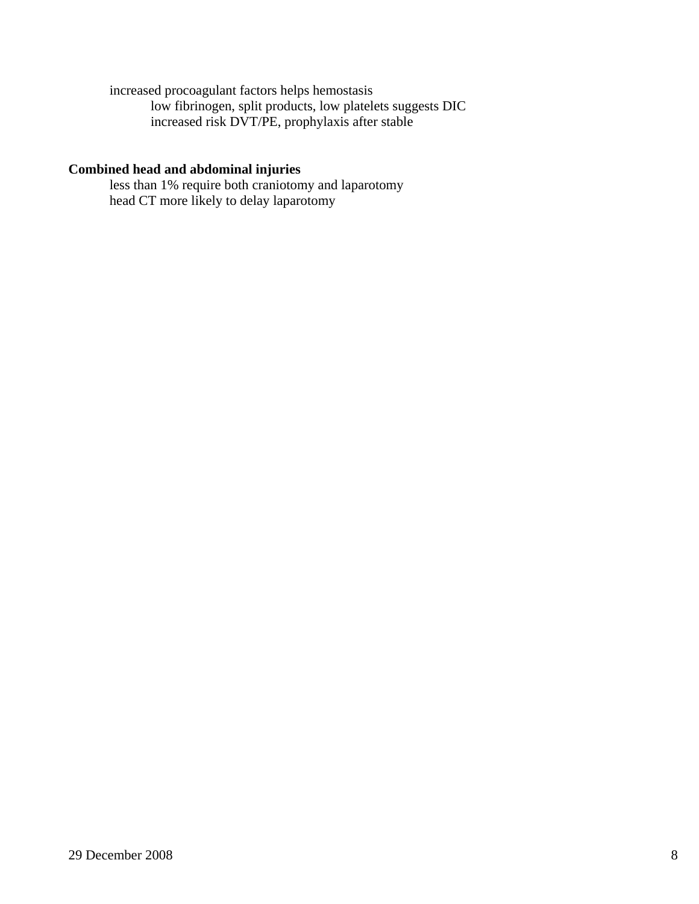- increased procoagulant factors helps hemostasis
  - low fibrinogen, split products, low platelets suggests DIC
  - increased risk DVT/PE, prophylaxis after stable

**Combined head and abdominal injuries**

- less than 1% require both craniotomy and laparotomy
- head CT more likely to delay laparotomy